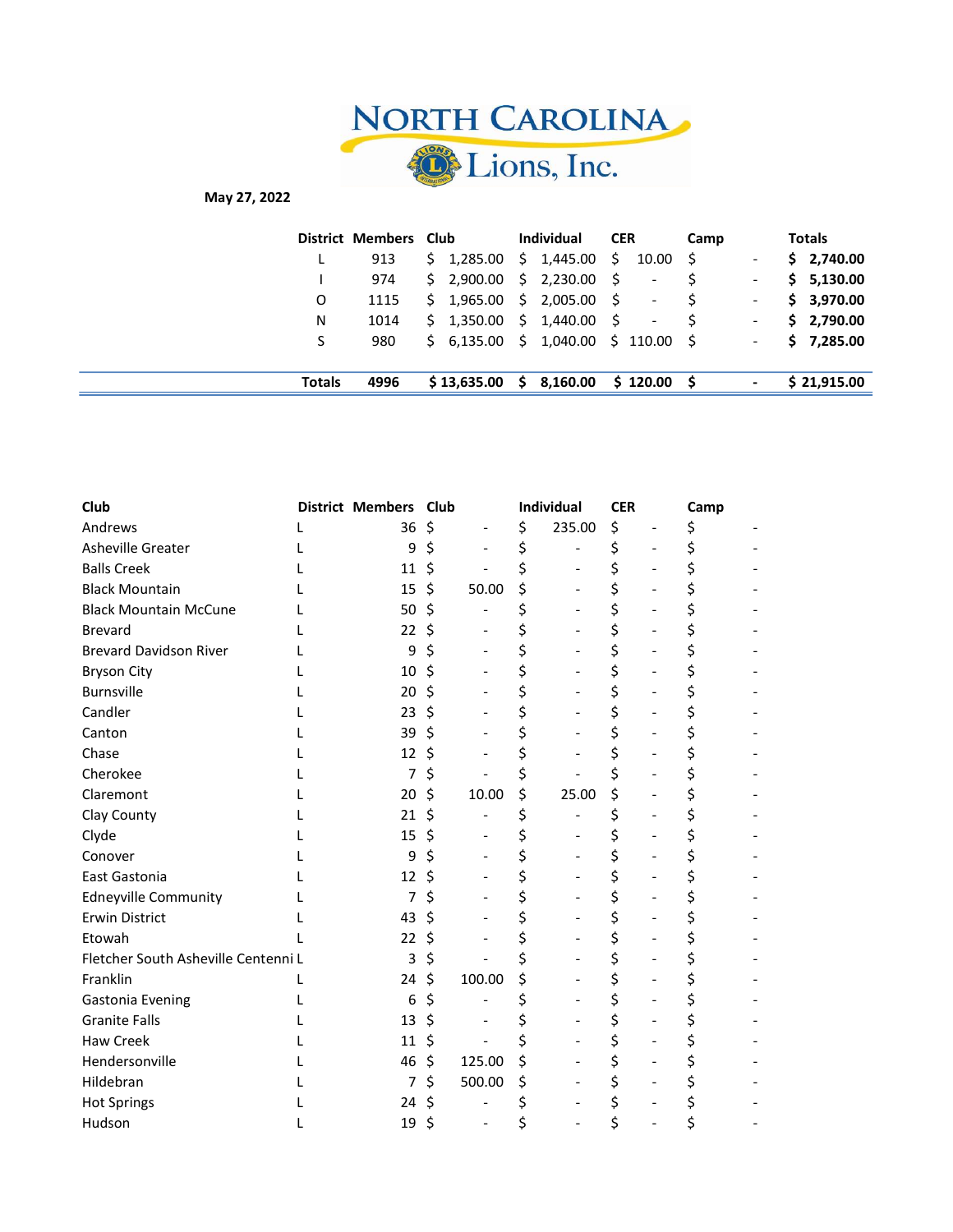# North Carolina Lions, Inc.

**May 27, 2022**

| District | Members | Club | Individual | CER | Camp | Totals |
|---|---|---|---|---|---|---|
| L | 913 | $ 1,285.00 | $ 1,445.00 | $ 10.00 | $ - | **$ 2,740.00** |
| I | 974 | $ 2,900.00 | $ 2,230.00 | $ - | $ - | **$ 5,130.00** |
| O | 1115 | $ 1,965.00 | $ 2,005.00 | $ - | $ - | **$ 3,970.00** |
| N | 1014 | $ 1,350.00 | $ 1,440.00 | $ - | $ - | **$ 2,790.00** |
| S | 980 | $ 6,135.00 | $ 1,040.00 | $ 110.00 | $ - | **$ 7,285.00** |
| **Totals** | **4996** | **$ 13,635.00** | **$ 8,160.00** | **$ 120.00** | **$ -** | **$ 21,915.00** |

| Club | District | Members | Club | Individual | CER | Camp |
|---|---|---|---|---|---|---|
| Andrews | L | 36 | $ - | $ 235.00 | $ - | $ - |
| Asheville Greater | L | 9 | $ - | $ - | $ - | $ - |
| Balls Creek | L | 11 | $ - | $ - | $ - | $ - |
| Black Mountain | L | 15 | $ 50.00 | $ - | $ - | $ - |
| Black Mountain McCune | L | 50 | $ - | $ - | $ - | $ - |
| Brevard | L | 22 | $ - | $ - | $ - | $ - |
| Brevard Davidson River | L | 9 | $ - | $ - | $ - | $ - |
| Bryson City | L | 10 | $ - | $ - | $ - | $ - |
| Burnsville | L | 20 | $ - | $ - | $ - | $ - |
| Candler | L | 23 | $ - | $ - | $ - | $ - |
| Canton | L | 39 | $ - | $ - | $ - | $ - |
| Chase | L | 12 | $ - | $ - | $ - | $ - |
| Cherokee | L | 7 | $ - | $ - | $ - | $ - |
| Claremont | L | 20 | $ 10.00 | $ 25.00 | $ - | $ - |
| Clay County | L | 21 | $ - | $ - | $ - | $ - |
| Clyde | L | 15 | $ - | $ - | $ - | $ - |
| Conover | L | 9 | $ - | $ - | $ - | $ - |
| East Gastonia | L | 12 | $ - | $ - | $ - | $ - |
| Edneyville Community | L | 7 | $ - | $ - | $ - | $ - |
| Erwin District | L | 43 | $ - | $ - | $ - | $ - |
| Etowah | L | 22 | $ - | $ - | $ - | $ - |
| Fletcher South Asheville Centenni | L | 3 | $ - | $ - | $ - | $ - |
| Franklin | L | 24 | $ 100.00 | $ - | $ - | $ - |
| Gastonia Evening | L | 6 | $ - | $ - | $ - | $ - |
| Granite Falls | L | 13 | $ - | $ - | $ - | $ - |
| Haw Creek | L | 11 | $ - | $ - | $ - | $ - |
| Hendersonville | L | 46 | $ 125.00 | $ - | $ - | $ - |
| Hildebran | L | 7 | $ 500.00 | $ - | $ - | $ - |
| Hot Springs | L | 24 | $ - | $ - | $ - | $ - |
| Hudson | L | 19 | $ - | $ - | $ - | $ - |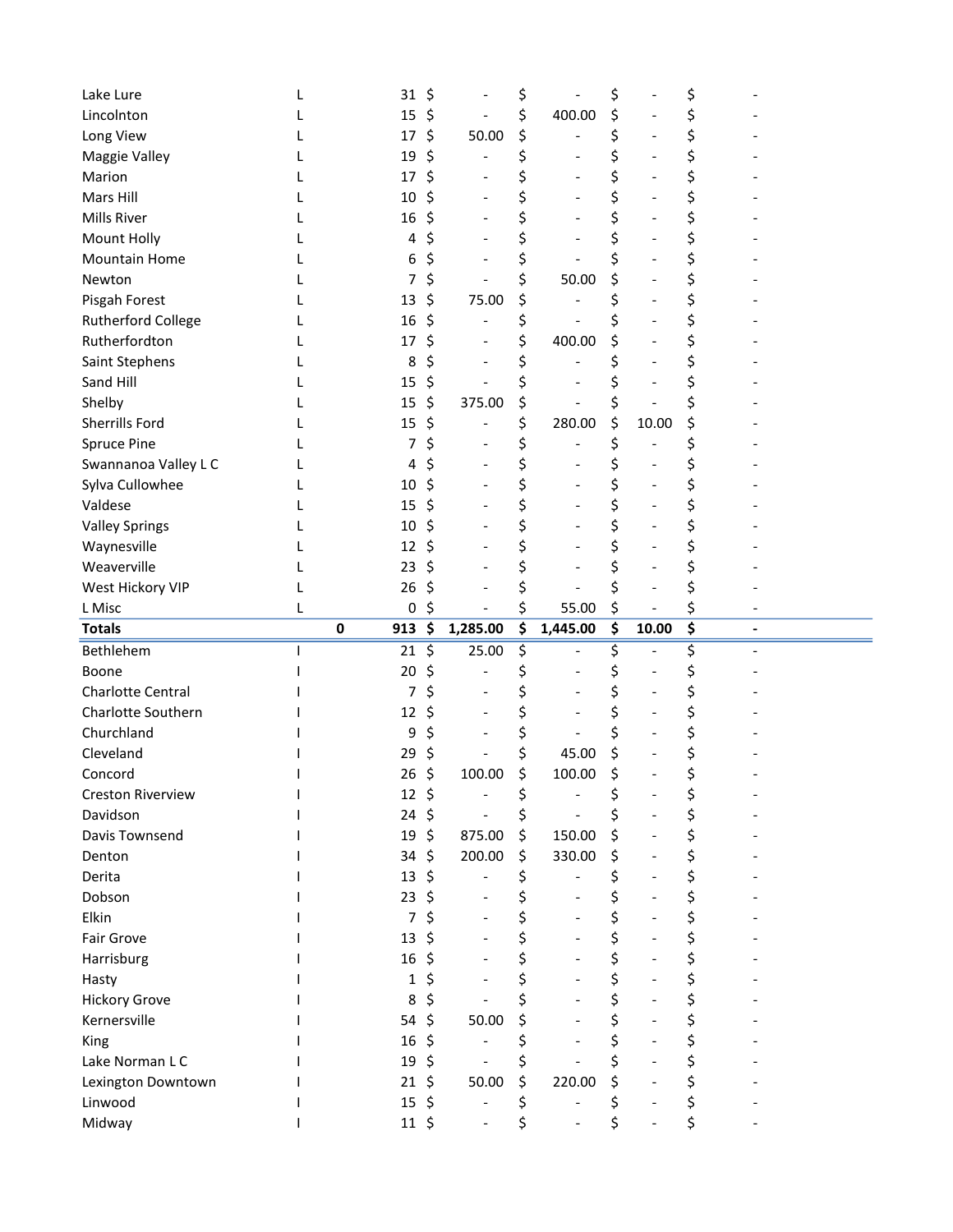| | | | | | | | |
|---|---|---|---|---|---|---|---|
| Lake Lure | L | | 31 | $ - | $ - | $ - | $ - |
| Lincolnton | L | | 15 | $ - | $ 400.00 | $ - | $ - |
| Long View | L | | 17 | $ 50.00 | $ - | $ - | $ - |
| Maggie Valley | L | | 19 | $ - | $ - | $ - | $ - |
| Marion | L | | 17 | $ - | $ - | $ - | $ - |
| Mars Hill | L | | 10 | $ - | $ - | $ - | $ - |
| Mills River | L | | 16 | $ - | $ - | $ - | $ - |
| Mount Holly | L | | 4 | $ - | $ - | $ - | $ - |
| Mountain Home | L | | 6 | $ - | $ - | $ - | $ - |
| Newton | L | | 7 | $ - | $ 50.00 | $ - | $ - |
| Pisgah Forest | L | | 13 | $ 75.00 | $ - | $ - | $ - |
| Rutherford College | L | | 16 | $ - | $ - | $ - | $ - |
| Rutherfordton | L | | 17 | $ - | $ 400.00 | $ - | $ - |
| Saint Stephens | L | | 8 | $ - | $ - | $ - | $ - |
| Sand Hill | L | | 15 | $ - | $ - | $ - | $ - |
| Shelby | L | | 15 | $ 375.00 | $ - | $ - | $ - |
| Sherrills Ford | L | | 15 | $ - | $ 280.00 | $ 10.00 | $ - |
| Spruce Pine | L | | 7 | $ - | $ - | $ - | $ - |
| Swannanoa Valley L C | L | | 4 | $ - | $ - | $ - | $ - |
| Sylva Cullowhee | L | | 10 | $ - | $ - | $ - | $ - |
| Valdese | L | | 15 | $ - | $ - | $ - | $ - |
| Valley Springs | L | | 10 | $ - | $ - | $ - | $ - |
| Waynesville | L | | 12 | $ - | $ - | $ - | $ - |
| Weaverville | L | | 23 | $ - | $ - | $ - | $ - |
| West Hickory VIP | L | | 26 | $ - | $ - | $ - | $ - |
| L Misc | L | | 0 | $ - | $ 55.00 | $ - | $ - |
| **Totals** | | **0** | **913** | **$ 1,285.00** | **$ 1,445.00** | **$ 10.00** | **$ -** |
| Bethlehem | I | | 21 | $ 25.00 | $ - | $ - | $ - |
| Boone | I | | 20 | $ - | $ - | $ - | $ - |
| Charlotte Central | I | | 7 | $ - | $ - | $ - | $ - |
| Charlotte Southern | I | | 12 | $ - | $ - | $ - | $ - |
| Churchland | I | | 9 | $ - | $ - | $ - | $ - |
| Cleveland | I | | 29 | $ - | $ 45.00 | $ - | $ - |
| Concord | I | | 26 | $ 100.00 | $ 100.00 | $ - | $ - |
| Creston Riverview | I | | 12 | $ - | $ - | $ - | $ - |
| Davidson | I | | 24 | $ - | $ - | $ - | $ - |
| Davis Townsend | I | | 19 | $ 875.00 | $ 150.00 | $ - | $ - |
| Denton | I | | 34 | $ 200.00 | $ 330.00 | $ - | $ - |
| Derita | I | | 13 | $ - | $ - | $ - | $ - |
| Dobson | I | | 23 | $ - | $ - | $ - | $ - |
| Elkin | I | | 7 | $ - | $ - | $ - | $ - |
| Fair Grove | I | | 13 | $ - | $ - | $ - | $ - |
| Harrisburg | I | | 16 | $ - | $ - | $ - | $ - |
| Hasty | I | | 1 | $ - | $ - | $ - | $ - |
| Hickory Grove | I | | 8 | $ - | $ - | $ - | $ - |
| Kernersville | I | | 54 | $ 50.00 | $ - | $ - | $ - |
| King | I | | 16 | $ - | $ - | $ - | $ - |
| Lake Norman L C | I | | 19 | $ - | $ - | $ - | $ - |
| Lexington Downtown | I | | 21 | $ 50.00 | $ 220.00 | $ - | $ - |
| Linwood | I | | 15 | $ - | $ - | $ - | $ - |
| Midway | I | | 11 | $ - | $ - | $ - | $ - |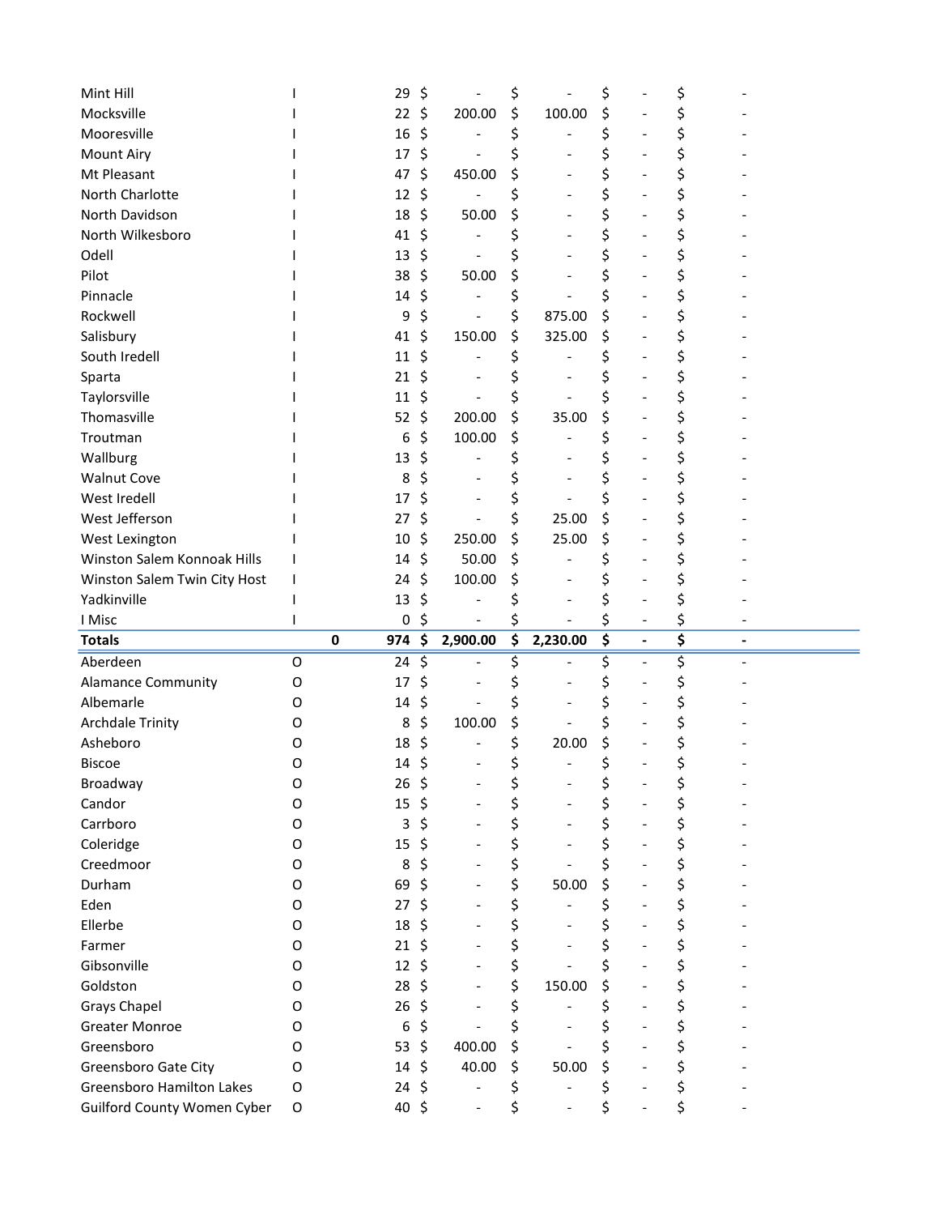| | | | | | | | |
|---|---|---|---|---|---|---|---|
| Mint Hill | I | | 29 | $ - | $ - | $ - | $ - |
| Mocksville | I | | 22 | $ 200.00 | $ 100.00 | $ - | $ - |
| Mooresville | I | | 16 | $ - | $ - | $ - | $ - |
| Mount Airy | I | | 17 | $ - | $ - | $ - | $ - |
| Mt Pleasant | I | | 47 | $ 450.00 | $ - | $ - | $ - |
| North Charlotte | I | | 12 | $ - | $ - | $ - | $ - |
| North Davidson | I | | 18 | $ 50.00 | $ - | $ - | $ - |
| North Wilkesboro | I | | 41 | $ - | $ - | $ - | $ - |
| Odell | I | | 13 | $ - | $ - | $ - | $ - |
| Pilot | I | | 38 | $ 50.00 | $ - | $ - | $ - |
| Pinnacle | I | | 14 | $ - | $ - | $ - | $ - |
| Rockwell | I | | 9 | $ - | $ 875.00 | $ - | $ - |
| Salisbury | I | | 41 | $ 150.00 | $ 325.00 | $ - | $ - |
| South Iredell | I | | 11 | $ - | $ - | $ - | $ - |
| Sparta | I | | 21 | $ - | $ - | $ - | $ - |
| Taylorsville | I | | 11 | $ - | $ - | $ - | $ - |
| Thomasville | I | | 52 | $ 200.00 | $ 35.00 | $ - | $ - |
| Troutman | I | | 6 | $ 100.00 | $ - | $ - | $ - |
| Wallburg | I | | 13 | $ - | $ - | $ - | $ - |
| Walnut Cove | I | | 8 | $ - | $ - | $ - | $ - |
| West Iredell | I | | 17 | $ - | $ - | $ - | $ - |
| West Jefferson | I | | 27 | $ - | $ 25.00 | $ - | $ - |
| West Lexington | I | | 10 | $ 250.00 | $ 25.00 | $ - | $ - |
| Winston Salem Konnoak Hills | I | | 14 | $ 50.00 | $ - | $ - | $ - |
| Winston Salem Twin City Host | I | | 24 | $ 100.00 | $ - | $ - | $ - |
| Yadkinville | I | | 13 | $ - | $ - | $ - | $ - |
| I Misc | I | | 0 | $ - | $ - | $ - | $ - |
| **Totals** | | **0** | **974** | **$ 2,900.00** | **$ 2,230.00** | **$ -** | **$ -** |
| Aberdeen | O | | 24 | $ - | $ - | $ - | $ - |
| Alamance Community | O | | 17 | $ - | $ - | $ - | $ - |
| Albemarle | O | | 14 | $ - | $ - | $ - | $ - |
| Archdale Trinity | O | | 8 | $ 100.00 | $ - | $ - | $ - |
| Asheboro | O | | 18 | $ - | $ 20.00 | $ - | $ - |
| Biscoe | O | | 14 | $ - | $ - | $ - | $ - |
| Broadway | O | | 26 | $ - | $ - | $ - | $ - |
| Candor | O | | 15 | $ - | $ - | $ - | $ - |
| Carrboro | O | | 3 | $ - | $ - | $ - | $ - |
| Coleridge | O | | 15 | $ - | $ - | $ - | $ - |
| Creedmoor | O | | 8 | $ - | $ - | $ - | $ - |
| Durham | O | | 69 | $ - | $ 50.00 | $ - | $ - |
| Eden | O | | 27 | $ - | $ - | $ - | $ - |
| Ellerbe | O | | 18 | $ - | $ - | $ - | $ - |
| Farmer | O | | 21 | $ - | $ - | $ - | $ - |
| Gibsonville | O | | 12 | $ - | $ - | $ - | $ - |
| Goldston | O | | 28 | $ - | $ 150.00 | $ - | $ - |
| Grays Chapel | O | | 26 | $ - | $ - | $ - | $ - |
| Greater Monroe | O | | 6 | $ - | $ - | $ - | $ - |
| Greensboro | O | | 53 | $ 400.00 | $ - | $ - | $ - |
| Greensboro Gate City | O | | 14 | $ 40.00 | $ 50.00 | $ - | $ - |
| Greensboro Hamilton Lakes | O | | 24 | $ - | $ - | $ - | $ - |
| Guilford County Women Cyber | O | | 40 | $ - | $ - | $ - | $ - |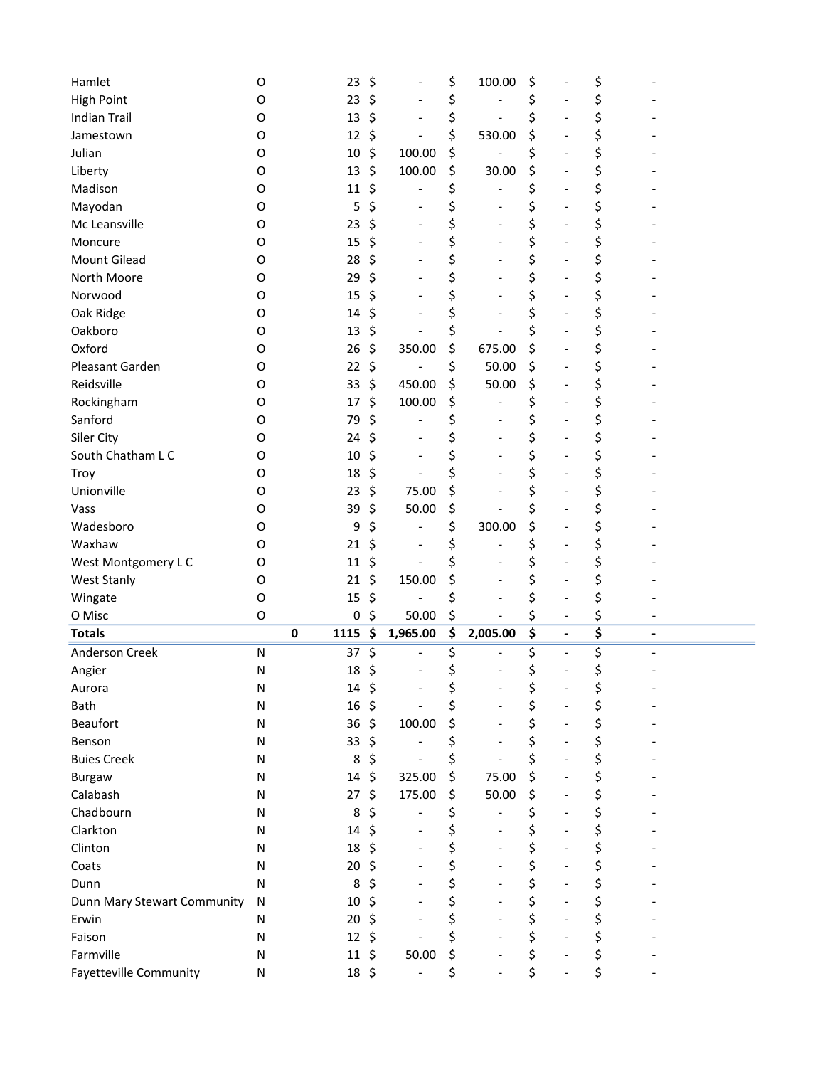| | | | | | | |
|---|---|---|---|---|---|---|
| Hamlet | O | | 23 | $ - | $ 100.00 | $ - | $ - |
| High Point | O | | 23 | $ - | $ - | $ - | $ - |
| Indian Trail | O | | 13 | $ - | $ - | $ - | $ - |
| Jamestown | O | | 12 | $ - | $ 530.00 | $ - | $ - |
| Julian | O | | 10 | $ 100.00 | $ - | $ - | $ - |
| Liberty | O | | 13 | $ 100.00 | $ 30.00 | $ - | $ - |
| Madison | O | | 11 | $ - | $ - | $ - | $ - |
| Mayodan | O | | 5 | $ - | $ - | $ - | $ - |
| Mc Leansville | O | | 23 | $ - | $ - | $ - | $ - |
| Moncure | O | | 15 | $ - | $ - | $ - | $ - |
| Mount Gilead | O | | 28 | $ - | $ - | $ - | $ - |
| North Moore | O | | 29 | $ - | $ - | $ - | $ - |
| Norwood | O | | 15 | $ - | $ - | $ - | $ - |
| Oak Ridge | O | | 14 | $ - | $ - | $ - | $ - |
| Oakboro | O | | 13 | $ - | $ - | $ - | $ - |
| Oxford | O | | 26 | $ 350.00 | $ 675.00 | $ - | $ - |
| Pleasant Garden | O | | 22 | $ - | $ 50.00 | $ - | $ - |
| Reidsville | O | | 33 | $ 450.00 | $ 50.00 | $ - | $ - |
| Rockingham | O | | 17 | $ 100.00 | $ - | $ - | $ - |
| Sanford | O | | 79 | $ - | $ - | $ - | $ - |
| Siler City | O | | 24 | $ - | $ - | $ - | $ - |
| South Chatham L C | O | | 10 | $ - | $ - | $ - | $ - |
| Troy | O | | 18 | $ - | $ - | $ - | $ - |
| Unionville | O | | 23 | $ 75.00 | $ - | $ - | $ - |
| Vass | O | | 39 | $ 50.00 | $ - | $ - | $ - |
| Wadesboro | O | | 9 | $ - | $ 300.00 | $ - | $ - |
| Waxhaw | O | | 21 | $ - | $ - | $ - | $ - |
| West Montgomery L C | O | | 11 | $ - | $ - | $ - | $ - |
| West Stanly | O | | 21 | $ 150.00 | $ - | $ - | $ - |
| Wingate | O | | 15 | $ - | $ - | $ - | $ - |
| O Misc | O | | 0 | $ 50.00 | $ - | $ - | $ - |
| **Totals** | | **0** | **1115** | **$ 1,965.00** | **$ 2,005.00** | **$ -** | **$ -** |
| Anderson Creek | N | | 37 | $ - | $ - | $ - | $ - |
| Angier | N | | 18 | $ - | $ - | $ - | $ - |
| Aurora | N | | 14 | $ - | $ - | $ - | $ - |
| Bath | N | | 16 | $ - | $ - | $ - | $ - |
| Beaufort | N | | 36 | $ 100.00 | $ - | $ - | $ - |
| Benson | N | | 33 | $ - | $ - | $ - | $ - |
| Buies Creek | N | | 8 | $ - | $ - | $ - | $ - |
| Burgaw | N | | 14 | $ 325.00 | $ 75.00 | $ - | $ - |
| Calabash | N | | 27 | $ 175.00 | $ 50.00 | $ - | $ - |
| Chadbourn | N | | 8 | $ - | $ - | $ - | $ - |
| Clarkton | N | | 14 | $ - | $ - | $ - | $ - |
| Clinton | N | | 18 | $ - | $ - | $ - | $ - |
| Coats | N | | 20 | $ - | $ - | $ - | $ - |
| Dunn | N | | 8 | $ - | $ - | $ - | $ - |
| Dunn Mary Stewart Community | N | | 10 | $ - | $ - | $ - | $ - |
| Erwin | N | | 20 | $ - | $ - | $ - | $ - |
| Faison | N | | 12 | $ - | $ - | $ - | $ - |
| Farmville | N | | 11 | $ 50.00 | $ - | $ - | $ - |
| Fayetteville Community | N | | 18 | $ - | $ - | $ - | $ - |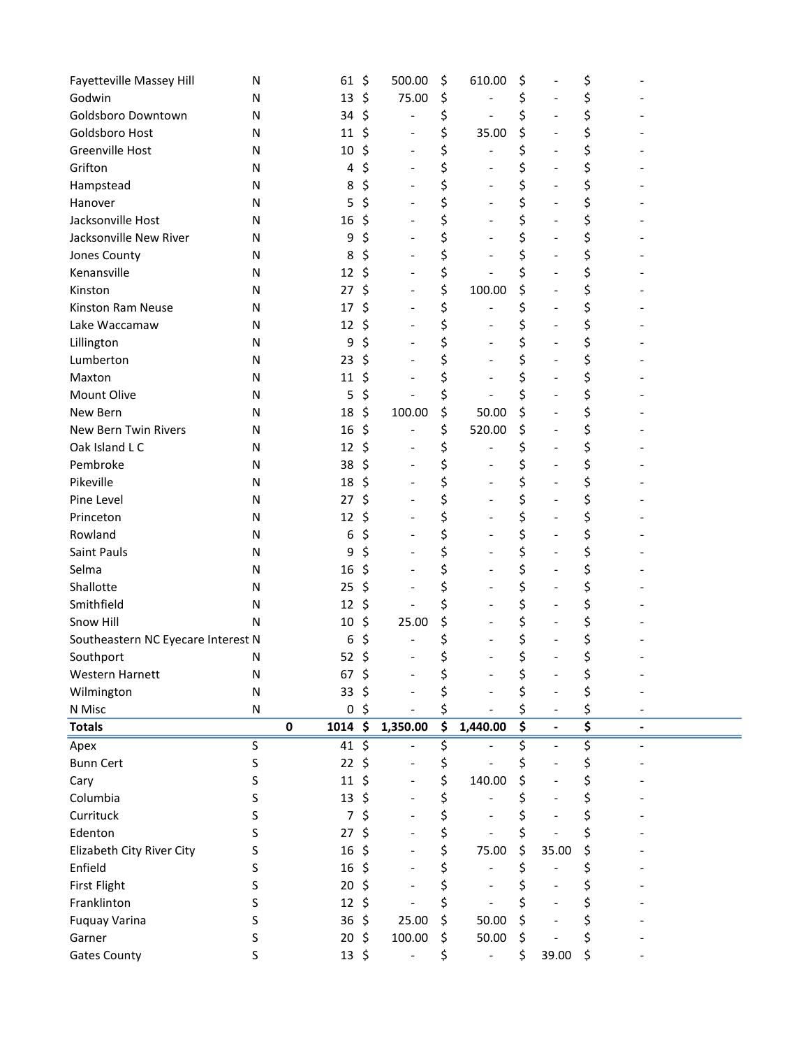| | | | | | | |
|---|---|---|---|---|---|---|
| Fayetteville Massey Hill | N | | 61 | $ 500.00 | $ 610.00 | $ - | $ - |
| Godwin | N | | 13 | $ 75.00 | $ - | $ - | $ - |
| Goldsboro Downtown | N | | 34 | $ - | $ - | $ - | $ - |
| Goldsboro Host | N | | 11 | $ - | $ 35.00 | $ - | $ - |
| Greenville Host | N | | 10 | $ - | $ - | $ - | $ - |
| Grifton | N | | 4 | $ - | $ - | $ - | $ - |
| Hampstead | N | | 8 | $ - | $ - | $ - | $ - |
| Hanover | N | | 5 | $ - | $ - | $ - | $ - |
| Jacksonville Host | N | | 16 | $ - | $ - | $ - | $ - |
| Jacksonville New River | N | | 9 | $ - | $ - | $ - | $ - |
| Jones County | N | | 8 | $ - | $ - | $ - | $ - |
| Kenansville | N | | 12 | $ - | $ - | $ - | $ - |
| Kinston | N | | 27 | $ - | $ 100.00 | $ - | $ - |
| Kinston Ram Neuse | N | | 17 | $ - | $ - | $ - | $ - |
| Lake Waccamaw | N | | 12 | $ - | $ - | $ - | $ - |
| Lillington | N | | 9 | $ - | $ - | $ - | $ - |
| Lumberton | N | | 23 | $ - | $ - | $ - | $ - |
| Maxton | N | | 11 | $ - | $ - | $ - | $ - |
| Mount Olive | N | | 5 | $ - | $ - | $ - | $ - |
| New Bern | N | | 18 | $ 100.00 | $ 50.00 | $ - | $ - |
| New Bern Twin Rivers | N | | 16 | $ - | $ 520.00 | $ - | $ - |
| Oak Island L C | N | | 12 | $ - | $ - | $ - | $ - |
| Pembroke | N | | 38 | $ - | $ - | $ - | $ - |
| Pikeville | N | | 18 | $ - | $ - | $ - | $ - |
| Pine Level | N | | 27 | $ - | $ - | $ - | $ - |
| Princeton | N | | 12 | $ - | $ - | $ - | $ - |
| Rowland | N | | 6 | $ - | $ - | $ - | $ - |
| Saint Pauls | N | | 9 | $ - | $ - | $ - | $ - |
| Selma | N | | 16 | $ - | $ - | $ - | $ - |
| Shallotte | N | | 25 | $ - | $ - | $ - | $ - |
| Smithfield | N | | 12 | $ - | $ - | $ - | $ - |
| Snow Hill | N | | 10 | $ 25.00 | $ - | $ - | $ - |
| Southeastern NC Eyecare Interest | N | | 6 | $ - | $ - | $ - | $ - |
| Southport | N | | 52 | $ - | $ - | $ - | $ - |
| Western Harnett | N | | 67 | $ - | $ - | $ - | $ - |
| Wilmington | N | | 33 | $ - | $ - | $ - | $ - |
| N Misc | N | | 0 | $ - | $ - | $ - | $ - |
| **Totals** | | **0** | **1014** | **$ 1,350.00** | **$ 1,440.00** | **$ -** | **$ -** |
| Apex | S | | 41 | $ - | $ - | $ - | $ - |
| Bunn Cert | S | | 22 | $ - | $ - | $ - | $ - |
| Cary | S | | 11 | $ - | $ 140.00 | $ - | $ - |
| Columbia | S | | 13 | $ - | $ - | $ - | $ - |
| Currituck | S | | 7 | $ - | $ - | $ - | $ - |
| Edenton | S | | 27 | $ - | $ - | $ - | $ - |
| Elizabeth City River City | S | | 16 | $ - | $ 75.00 | $ 35.00 | $ - |
| Enfield | S | | 16 | $ - | $ - | $ - | $ - |
| First Flight | S | | 20 | $ - | $ - | $ - | $ - |
| Franklinton | S | | 12 | $ - | $ - | $ - | $ - |
| Fuquay Varina | S | | 36 | $ 25.00 | $ 50.00 | $ - | $ - |
| Garner | S | | 20 | $ 100.00 | $ 50.00 | $ - | $ - |
| Gates County | S | | 13 | $ - | $ - | $ 39.00 | $ - |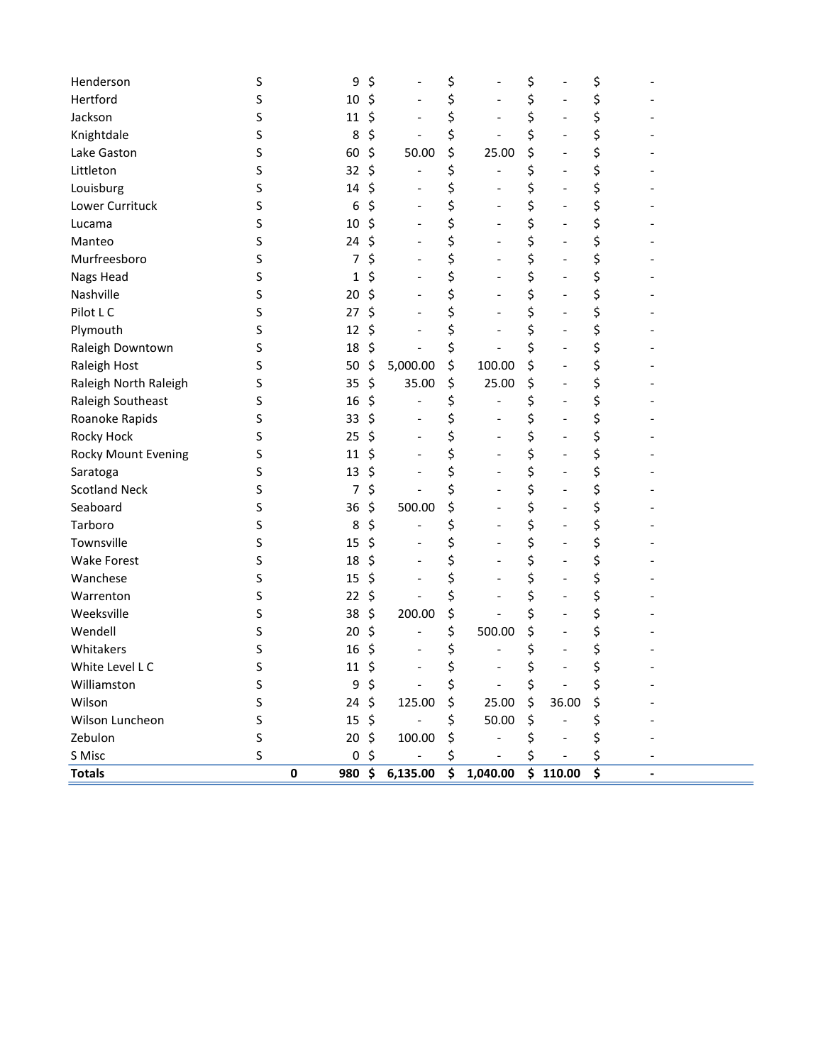| | | | | | | | |
|---|---|---|---|---|---|---|---|
| Henderson | S | | 9 | $ - | $ - | $ - | $ - |
| Hertford | S | | 10 | $ - | $ - | $ - | $ - |
| Jackson | S | | 11 | $ - | $ - | $ - | $ - |
| Knightdale | S | | 8 | $ - | $ - | $ - | $ - |
| Lake Gaston | S | | 60 | $ 50.00 | $ 25.00 | $ - | $ - |
| Littleton | S | | 32 | $ - | $ - | $ - | $ - |
| Louisburg | S | | 14 | $ - | $ - | $ - | $ - |
| Lower Currituck | S | | 6 | $ - | $ - | $ - | $ - |
| Lucama | S | | 10 | $ - | $ - | $ - | $ - |
| Manteo | S | | 24 | $ - | $ - | $ - | $ - |
| Murfreesboro | S | | 7 | $ - | $ - | $ - | $ - |
| Nags Head | S | | 1 | $ - | $ - | $ - | $ - |
| Nashville | S | | 20 | $ - | $ - | $ - | $ - |
| Pilot L C | S | | 27 | $ - | $ - | $ - | $ - |
| Plymouth | S | | 12 | $ - | $ - | $ - | $ - |
| Raleigh Downtown | S | | 18 | $ - | $ - | $ - | $ - |
| Raleigh Host | S | | 50 | $ 5,000.00 | $ 100.00 | $ - | $ - |
| Raleigh North Raleigh | S | | 35 | $ 35.00 | $ 25.00 | $ - | $ - |
| Raleigh Southeast | S | | 16 | $ - | $ - | $ - | $ - |
| Roanoke Rapids | S | | 33 | $ - | $ - | $ - | $ - |
| Rocky Hock | S | | 25 | $ - | $ - | $ - | $ - |
| Rocky Mount Evening | S | | 11 | $ - | $ - | $ - | $ - |
| Saratoga | S | | 13 | $ - | $ - | $ - | $ - |
| Scotland Neck | S | | 7 | $ - | $ - | $ - | $ - |
| Seaboard | S | | 36 | $ 500.00 | $ - | $ - | $ - |
| Tarboro | S | | 8 | $ - | $ - | $ - | $ - |
| Townsville | S | | 15 | $ - | $ - | $ - | $ - |
| Wake Forest | S | | 18 | $ - | $ - | $ - | $ - |
| Wanchese | S | | 15 | $ - | $ - | $ - | $ - |
| Warrenton | S | | 22 | $ - | $ - | $ - | $ - |
| Weeksville | S | | 38 | $ 200.00 | $ - | $ - | $ - |
| Wendell | S | | 20 | $ - | $ 500.00 | $ - | $ - |
| Whitakers | S | | 16 | $ - | $ - | $ - | $ - |
| White Level L C | S | | 11 | $ - | $ - | $ - | $ - |
| Williamston | S | | 9 | $ - | $ - | $ - | $ - |
| Wilson | S | | 24 | $ 125.00 | $ 25.00 | $ 36.00 | $ - |
| Wilson Luncheon | S | | 15 | $ - | $ 50.00 | $ - | $ - |
| Zebulon | S | | 20 | $ 100.00 | $ - | $ - | $ - |
| S Misc | S | | 0 | $ - | $ - | $ - | $ - |
| **Totals** | | **0** | **980** | **$ 6,135.00** | **$ 1,040.00** | **$ 110.00** | **$ -** |